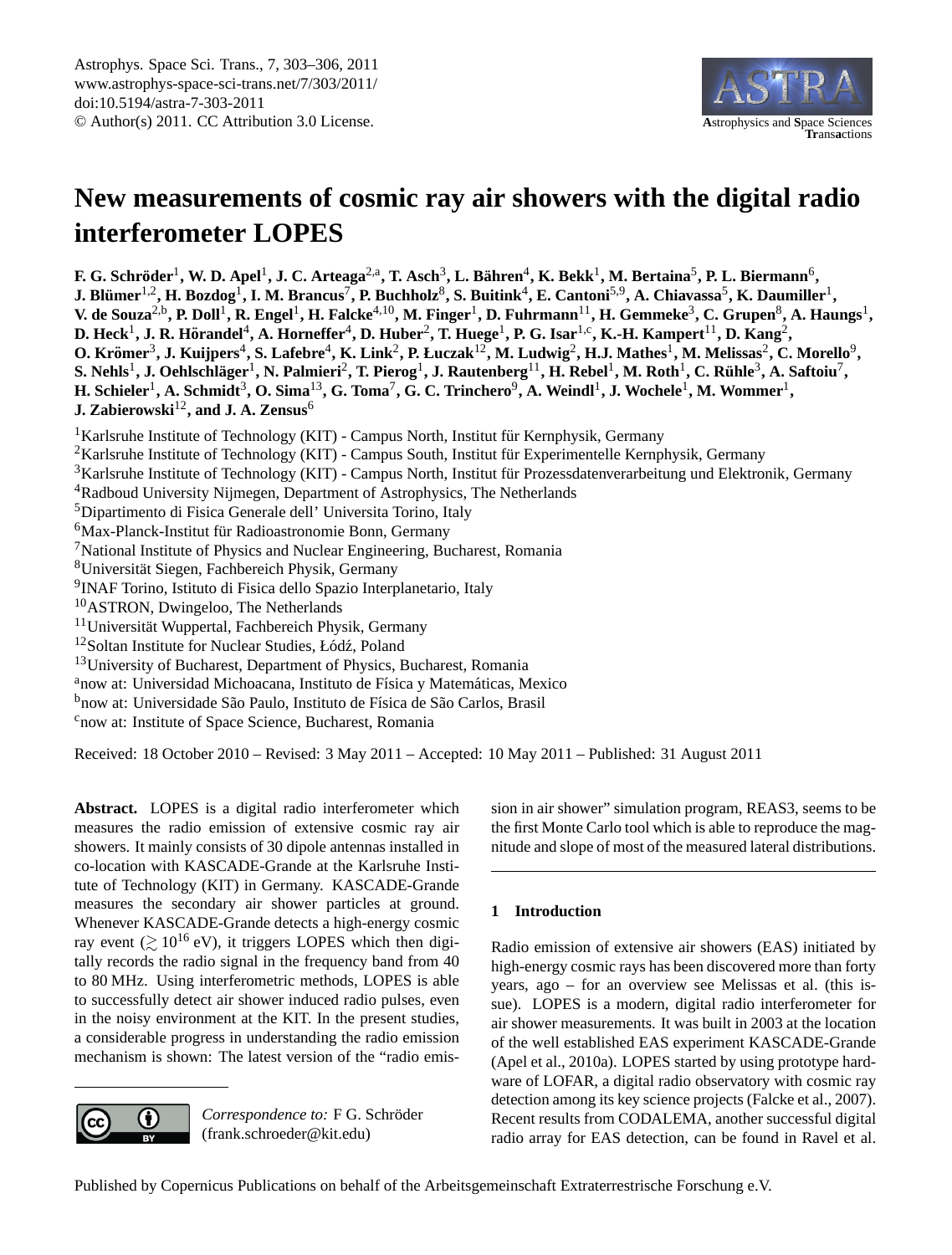# New measurements of cosmic ray air showers with the digital radio interferometer LOPES

**F. G. Schröder[1], W. D. Apel[1], J. C. Arteaga[2,a], T. Asch[3], L. Bähren[4], K. Bekk[1], M. Bertaina[5], P. L. Biermann[6], J. Blümer[1,2], H. Bozdog[1], I. M. Brancus[7], P. Buchholz[8], S. Buitink[4], E. Cantoni[5,9], A. Chiavassa[5], K. Daumiller[1], V. de Souza[2,b], P. Doll[1], R. Engel[1], H. Falcke[4,10], M. Finger[1], D. Fuhrmann[11], H. Gemmeke[3], C. Grupen[8], A. Haungs[1], D. Heck[1], J. R. Hörandel[4], A. Horneffer[4], D. Huber[2], T. Huege[1], P. G. Isar[1,c], K.-H. Kampert[11], D. Kang[2], O. Krömer[3], J. Kuijpers[4], S. Lafebre[4], K. Link[2], P. Łuczak[12], M. Ludwig[2], H.J. Mathes[1], M. Melissas[2], C. Morello[9], S. Nehls[1], J. Oehlschläger[1], N. Palmieri[2], T. Pierog[1], J. Rautenberg[11], H. Rebel[1], M. Roth[1], C. Rühle[3], A. Saftoiu[7], H. Schieler[1], A. Schmidt[3], O. Sima[13], G. Toma[7], G. C. Trinchero[9], A. Weindl[1], J. Wochele[1], M. Wommer[1], J. Zabierowski[12], and J. A. Zensus[6]**

[1]Karlsruhe Institute of Technology (KIT) - Campus North, Institut für Kernphysik, Germany
[2]Karlsruhe Institute of Technology (KIT) - Campus South, Institut für Experimentelle Kernphysik, Germany
[3]Karlsruhe Institute of Technology (KIT) - Campus North, Institut für Prozessdatenverarbeitung und Elektronik, Germany
[4]Radboud University Nijmegen, Department of Astrophysics, The Netherlands
[5]Dipartimento di Fisica Generale dell' Universita Torino, Italy
[6]Max-Planck-Institut für Radioastronomie Bonn, Germany
[7]National Institute of Physics and Nuclear Engineering, Bucharest, Romania
[8]Universität Siegen, Fachbereich Physik, Germany
[9]INAF Torino, Istituto di Fisica dello Spazio Interplanetario, Italy
[10]ASTRON, Dwingeloo, The Netherlands
[11]Universität Wuppertal, Fachbereich Physik, Germany
[12]Soltan Institute for Nuclear Studies, Łódź, Poland
[13]University of Bucharest, Department of Physics, Bucharest, Romania
[a]now at: Universidad Michoacana, Instituto de Física y Matemáticas, Mexico
[b]now at: Universidade São Paulo, Instituto de Física de São Carlos, Brasil
[c]now at: Institute of Space Science, Bucharest, Romania

Received: 18 October 2010 – Revised: 3 May 2011 – Accepted: 10 May 2011 – Published: 31 August 2011

**Abstract.** LOPES is a digital radio interferometer which measures the radio emission of extensive cosmic ray air showers. It mainly consists of 30 dipole antennas installed in co-location with KASCADE-Grande at the Karlsruhe Institute of Technology (KIT) in Germany. KASCADE-Grande measures the secondary air shower particles at ground. Whenever KASCADE-Grande detects a high-energy cosmic ray event ($\gtrsim 10^{16}$ eV), it triggers LOPES which then digitally records the radio signal in the frequency band from 40 to 80 MHz. Using interferometric methods, LOPES is able to successfully detect air shower induced radio pulses, even in the noisy environment at the KIT. In the present studies, a considerable progress in understanding the radio emission mechanism is shown: The latest version of the "radio emission in air shower" simulation program, REAS3, seems to be the first Monte Carlo tool which is able to reproduce the magnitude and slope of most of the measured lateral distributions.

*Correspondence to:* F G. Schröder (frank.schroeder@kit.edu)

## 1 Introduction

Radio emission of extensive air showers (EAS) initiated by high-energy cosmic rays has been discovered more than forty years, ago – for an overview see Melissas et al. (this issue). LOPES is a modern, digital radio interferometer for air shower measurements. It was built in 2003 at the location of the well established EAS experiment KASCADE-Grande (Apel et al., 2010a). LOPES started by using prototype hardware of LOFAR, a digital radio observatory with cosmic ray detection among its key science projects (Falcke et al., 2007). Recent results from CODALEMA, another successful digital radio array for EAS detection, can be found in Ravel et al.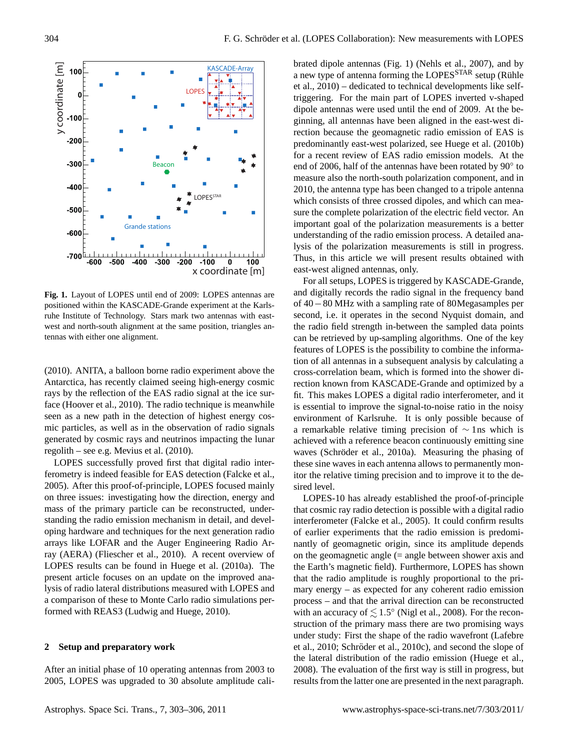**Fig. 1.** Layout of LOPES until end of 2009: LOPES antennas are positioned within the KASCADE-Grande experiment at the Karlsruhe Institute of Technology. Stars mark two antennas with east-west and north-south alignment at the same position, triangles antennas with either one alignment.

(2010). ANITA, a balloon borne radio experiment above the Antarctica, has recently claimed seeing high-energy cosmic rays by the reflection of the EAS radio signal at the ice surface (Hoover et al., 2010). The radio technique is meanwhile seen as a new path in the detection of highest energy cosmic particles, as well as in the observation of radio signals generated by cosmic rays and neutrinos impacting the lunar regolith – see e.g. Mevius et al. (2010).

LOPES successfully proved first that digital radio interferometry is indeed feasible for EAS detection (Falcke et al., 2005). After this proof-of-principle, LOPES focused mainly on three issues: investigating how the direction, energy and mass of the primary particle can be reconstructed, understanding the radio emission mechanism in detail, and developing hardware and techniques for the next generation radio arrays like LOFAR and the Auger Engineering Radio Array (AERA) (Fliescher et al., 2010). A recent overview of LOPES results can be found in Huege et al. (2010a). The present article focuses on an update on the improved analysis of radio lateral distributions measured with LOPES and a comparison of these to Monte Carlo radio simulations performed with REAS3 (Ludwig and Huege, 2010).

## 2 Setup and preparatory work

After an initial phase of 10 operating antennas from 2003 to 2005, LOPES was upgraded to 30 absolute amplitude calibrated dipole antennas (Fig. 1) (Nehls et al., 2007), and by a new type of antenna forming the LOPES$^{\mathrm{STAR}}$ setup (Rühle et al., 2010) – dedicated to technical developments like self-triggering. For the main part of LOPES inverted v-shaped dipole antennas were used until the end of 2009. At the beginning, all antennas have been aligned in the east-west direction because the geomagnetic radio emission of EAS is predominantly east-west polarized, see Huege et al. (2010b) for a recent review of EAS radio emission models. At the end of 2006, half of the antennas have been rotated by 90° to measure also the north-south polarization component, and in 2010, the antenna type has been changed to a tripole antenna which consists of three crossed dipoles, and which can measure the complete polarization of the electric field vector. An important goal of the polarization measurements is a better understanding of the radio emission process. A detailed analysis of the polarization measurements is still in progress. Thus, in this article we will present results obtained with east-west aligned antennas, only.

For all setups, LOPES is triggered by KASCADE-Grande, and digitally records the radio signal in the frequency band of 40 – 80 MHz with a sampling rate of 80Megasamples per second, i.e. it operates in the second Nyquist domain, and the radio field strength in-between the sampled data points can be retrieved by up-sampling algorithms. One of the key features of LOPES is the possibility to combine the information of all antennas in a subsequent analysis by calculating a cross-correlation beam, which is formed into the shower direction known from KASCADE-Grande and optimized by a fit. This makes LOPES a digital radio interferometer, and it is essential to improve the signal-to-noise ratio in the noisy environment of Karlsruhe. It is only possible because of a remarkable relative timing precision of $\sim 1$ns which is achieved with a reference beacon continuously emitting sine waves (Schröder et al., 2010a). Measuring the phasing of these sine waves in each antenna allows to permanently monitor the relative timing precision and to improve it to the desired level.

LOPES-10 has already established the proof-of-principle that cosmic ray radio detection is possible with a digital radio interferometer (Falcke et al., 2005). It could confirm results of earlier experiments that the radio emission is predominantly of geomagnetic origin, since its amplitude depends on the geomagnetic angle (= angle between shower axis and the Earth's magnetic field). Furthermore, LOPES has shown that the radio amplitude is roughly proportional to the primary energy – as expected for any coherent radio emission process – and that the arrival direction can be reconstructed with an accuracy of $\lesssim 1.5°$ (Nigl et al., 2008). For the reconstruction of the primary mass there are two promising ways under study: First the shape of the radio wavefront (Lafebre et al., 2010; Schröder et al., 2010c), and second the slope of the lateral distribution of the radio emission (Huege et al., 2008). The evaluation of the first way is still in progress, but results from the latter one are presented in the next paragraph.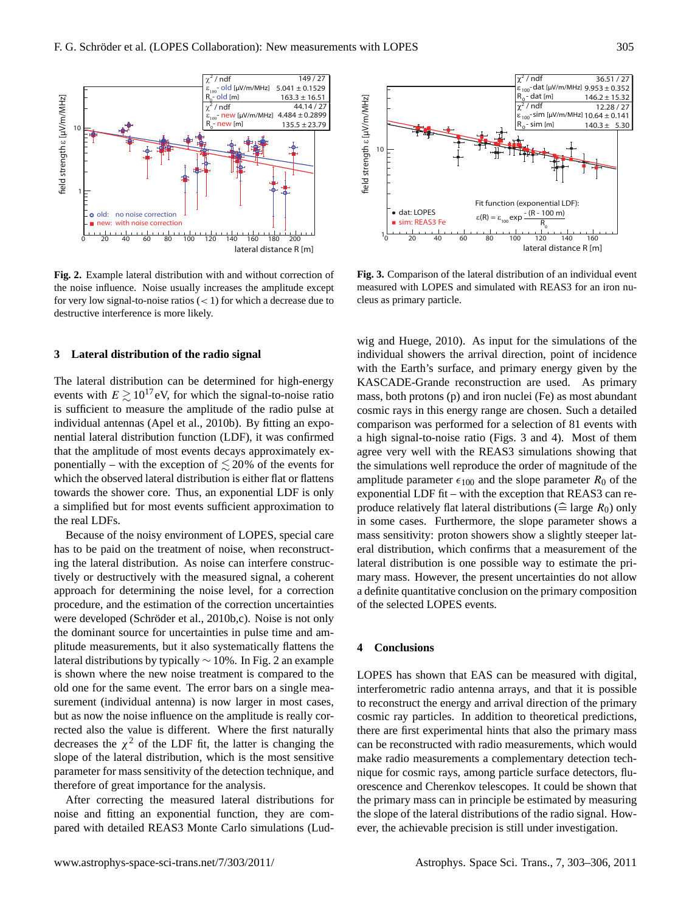Fig. 2. Example lateral distribution with and without correction of the noise influence. Noise usually increases the amplitude except for very low signal-to-noise ratios ($< 1$) for which a decrease due to destructive interference is more likely.

Fig. 3. Comparison of the lateral distribution of an individual event measured with LOPES and simulated with REAS3 for an iron nucleus as primary particle.

## 3 Lateral distribution of the radio signal

The lateral distribution can be determined for high-energy events with $E \gtrsim 10^{17}$ eV, for which the signal-to-noise ratio is sufficient to measure the amplitude of the radio pulse at individual antennas (Apel et al., 2010b). By fitting an exponential lateral distribution function (LDF), it was confirmed that the amplitude of most events decays approximately exponentially – with the exception of $\lesssim 20\%$ of the events for which the observed lateral distribution is either flat or flattens towards the shower core. Thus, an exponential LDF is only a simplified but for most events sufficient approximation to the real LDFs.

Because of the noisy environment of LOPES, special care has to be paid on the treatment of noise, when reconstructing the lateral distribution. As noise can interfere constructively or destructively with the measured signal, a coherent approach for determining the noise level, for a correction procedure, and the estimation of the correction uncertainties were developed (Schröder et al., 2010b,c). Noise is not only the dominant source for uncertainties in pulse time and amplitude measurements, but it also systematically flattens the lateral distributions by typically $\sim 10\%$. In Fig. 2 an example is shown where the new noise treatment is compared to the old one for the same event. The error bars on a single measurement (individual antenna) is now larger in most cases, but as now the noise influence on the amplitude is really corrected also the value is different. Where the first naturally decreases the $\chi^2$ of the LDF fit, the latter is changing the slope of the lateral distribution, which is the most sensitive parameter for mass sensitivity of the detection technique, and therefore of great importance for the analysis.

After correcting the measured lateral distributions for noise and fitting an exponential function, they are compared with detailed REAS3 Monte Carlo simulations (Ludwig and Huege, 2010). As input for the simulations of the individual showers the arrival direction, point of incidence with the Earth's surface, and primary energy given by the KASCADE-Grande reconstruction are used. As primary mass, both protons (p) and iron nuclei (Fe) as most abundant cosmic rays in this energy range are chosen. Such a detailed comparison was performed for a selection of 81 events with a high signal-to-noise ratio (Figs. 3 and 4). Most of them agree very well with the REAS3 simulations showing that the simulations well reproduce the order of magnitude of the amplitude parameter $\epsilon_{100}$ and the slope parameter $R_0$ of the exponential LDF fit – with the exception that REAS3 can reproduce relatively flat lateral distributions ($\widehat{=}$ large $R_0$) only in some cases. Furthermore, the slope parameter shows a mass sensitivity: proton showers show a slightly steeper lateral distribution, which confirms that a measurement of the lateral distribution is one possible way to estimate the primary mass. However, the present uncertainties do not allow a definite quantitative conclusion on the primary composition of the selected LOPES events.

## 4 Conclusions

LOPES has shown that EAS can be measured with digital, interferometric radio antenna arrays, and that it is possible to reconstruct the energy and arrival direction of the primary cosmic ray particles. In addition to theoretical predictions, there are first experimental hints that also the primary mass can be reconstructed with radio measurements, which would make radio measurements a complementary detection technique for cosmic rays, among particle surface detectors, fluorescence and Cherenkov telescopes. It could be shown that the primary mass can in principle be estimated by measuring the slope of the lateral distributions of the radio signal. However, the achievable precision is still under investigation.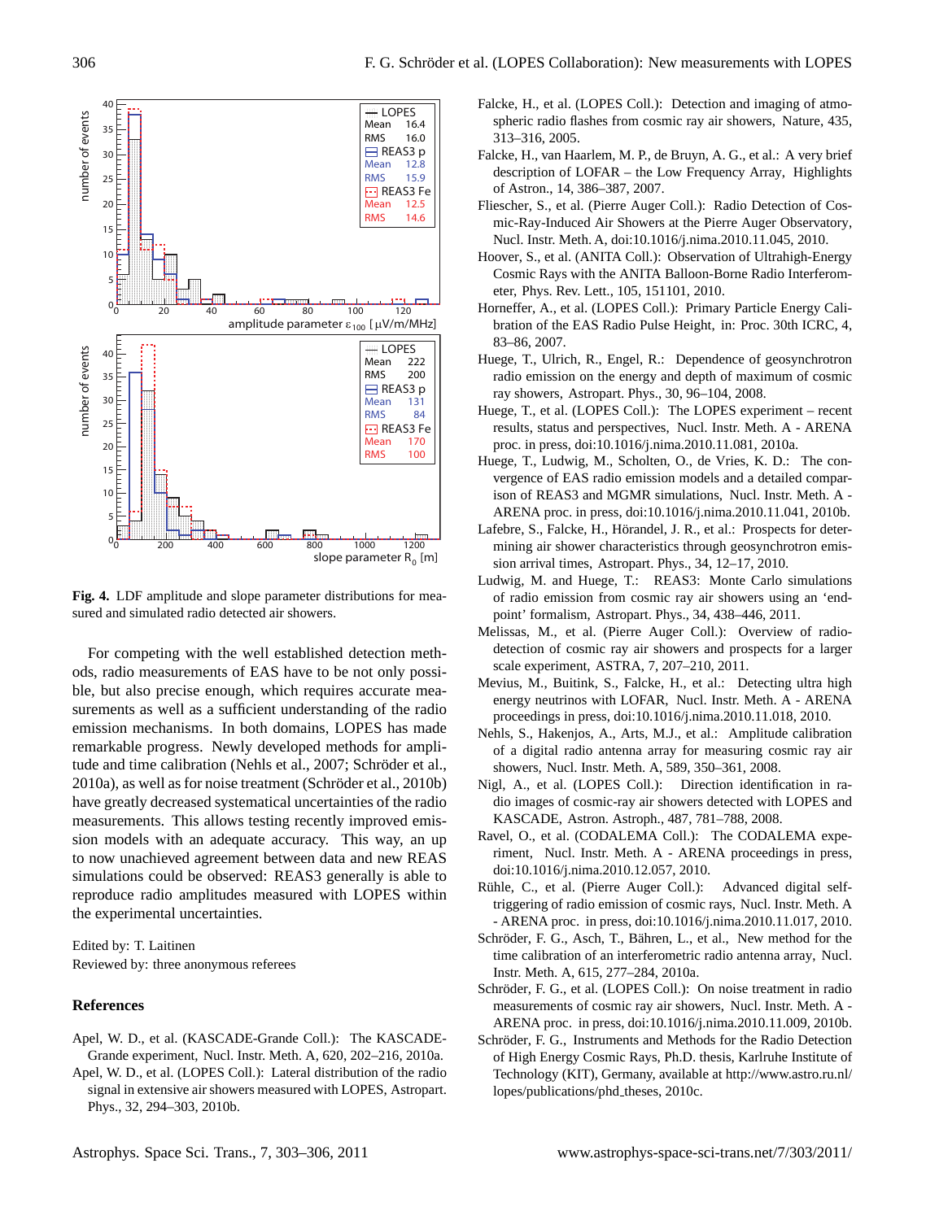LOPES
Mean 16.4
RMS 16.0
REAS3 p
Mean 12.8
RMS 15.9
REAS3 Fe
Mean 12.5
RMS 14.6

number of events

amplitude parameter $\varepsilon_{100}$ [μV/m/MHz]

LOPES
Mean 222
RMS 200
REAS3 p
Mean 131
RMS 84
REAS3 Fe
Mean 170
RMS 100

number of events

slope parameter $R_0$ [m]

**Fig. 4.** LDF amplitude and slope parameter distributions for measured and simulated radio detected air showers.

For competing with the well established detection methods, radio measurements of EAS have to be not only possible, but also precise enough, which requires accurate measurements as well as a sufficient understanding of the radio emission mechanisms. In both domains, LOPES has made remarkable progress. Newly developed methods for amplitude and time calibration (Nehls et al., 2007; Schröder et al., 2010a), as well as for noise treatment (Schröder et al., 2010b) have greatly decreased systematical uncertainties of the radio measurements. This allows testing recently improved emission models with an adequate accuracy. This way, an up to now unachieved agreement between data and new REAS simulations could be observed: REAS3 generally is able to reproduce radio amplitudes measured with LOPES within the experimental uncertainties.

Edited by: T. Laitinen
Reviewed by: three anonymous referees

## References

Apel, W. D., et al. (KASCADE-Grande Coll.): The KASCADE-Grande experiment, Nucl. Instr. Meth. A, 620, 202–216, 2010a.

Apel, W. D., et al. (LOPES Coll.): Lateral distribution of the radio signal in extensive air showers measured with LOPES, Astropart. Phys., 32, 294–303, 2010b.

Falcke, H., et al. (LOPES Coll.): Detection and imaging of atmospheric radio flashes from cosmic ray air showers, Nature, 435, 313–316, 2005.

Falcke, H., van Haarlem, M. P., de Bruyn, A. G., et al.: A very brief description of LOFAR – the Low Frequency Array, Highlights of Astron., 14, 386–387, 2007.

Fliescher, S., et al. (Pierre Auger Coll.): Radio Detection of Cosmic-Ray-Induced Air Showers at the Pierre Auger Observatory, Nucl. Instr. Meth. A, doi:10.1016/j.nima.2010.11.045, 2010.

Hoover, S., et al. (ANITA Coll.): Observation of Ultrahigh-Energy Cosmic Rays with the ANITA Balloon-Borne Radio Interferometer, Phys. Rev. Lett., 105, 151101, 2010.

Horneffer, A., et al. (LOPES Coll.): Primary Particle Energy Calibration of the EAS Radio Pulse Height, in: Proc. 30th ICRC, 4, 83–86, 2007.

Huege, T., Ulrich, R., Engel, R.: Dependence of geosynchrotron radio emission on the energy and depth of maximum of cosmic ray showers, Astropart. Phys., 30, 96–104, 2008.

Huege, T., et al. (LOPES Coll.): The LOPES experiment – recent results, status and perspectives, Nucl. Instr. Meth. A - ARENA proc. in press, doi:10.1016/j.nima.2010.11.081, 2010a.

Huege, T., Ludwig, M., Scholten, O., de Vries, K. D.: The convergence of EAS radio emission models and a detailed comparison of REAS3 and MGMR simulations, Nucl. Instr. Meth. A - ARENA proc. in press, doi:10.1016/j.nima.2010.11.041, 2010b.

Lafebre, S., Falcke, H., Hörandel, J. R., et al.: Prospects for determining air shower characteristics through geosynchrotron emission arrival times, Astropart. Phys., 34, 12–17, 2010.

Ludwig, M. and Huege, T.: REAS3: Monte Carlo simulations of radio emission from cosmic ray air showers using an 'end-point' formalism, Astropart. Phys., 34, 438–446, 2011.

Melissas, M., et al. (Pierre Auger Coll.): Overview of radio-detection of cosmic ray air showers and prospects for a larger scale experiment, ASTRA, 7, 207–210, 2011.

Mevius, M., Buitink, S., Falcke, H., et al.: Detecting ultra high energy neutrinos with LOFAR, Nucl. Instr. Meth. A - ARENA proceedings in press, doi:10.1016/j.nima.2010.11.018, 2010.

Nehls, S., Hakenjos, A., Arts, M.J., et al.: Amplitude calibration of a digital radio antenna array for measuring cosmic ray air showers, Nucl. Instr. Meth. A, 589, 350–361, 2008.

Nigl, A., et al. (LOPES Coll.): Direction identification in radio images of cosmic-ray air showers detected with LOPES and KASCADE, Astron. Astroph., 487, 781–788, 2008.

Ravel, O., et al. (CODALEMA Coll.): The CODALEMA experiment, Nucl. Instr. Meth. A - ARENA proceedings in press, doi:10.1016/j.nima.2010.12.057, 2010.

Rühle, C., et al. (Pierre Auger Coll.): Advanced digital self-triggering of radio emission of cosmic rays, Nucl. Instr. Meth. A - ARENA proc. in press, doi:10.1016/j.nima.2010.11.017, 2010.

Schröder, F. G., Asch, T., Bähren, L., et al., New method for the time calibration of an interferometric radio antenna array, Nucl. Instr. Meth. A, 615, 277–284, 2010a.

Schröder, F. G., et al. (LOPES Coll.): On noise treatment in radio measurements of cosmic ray air showers, Nucl. Instr. Meth. A - ARENA proc. in press, doi:10.1016/j.nima.2010.11.009, 2010b.

Schröder, F. G., Instruments and Methods for the Radio Detection of High Energy Cosmic Rays, Ph.D. thesis, Karlruhe Institute of Technology (KIT), Germany, available at http://www.astro.ru.nl/lopes/publications/phd_theses, 2010c.